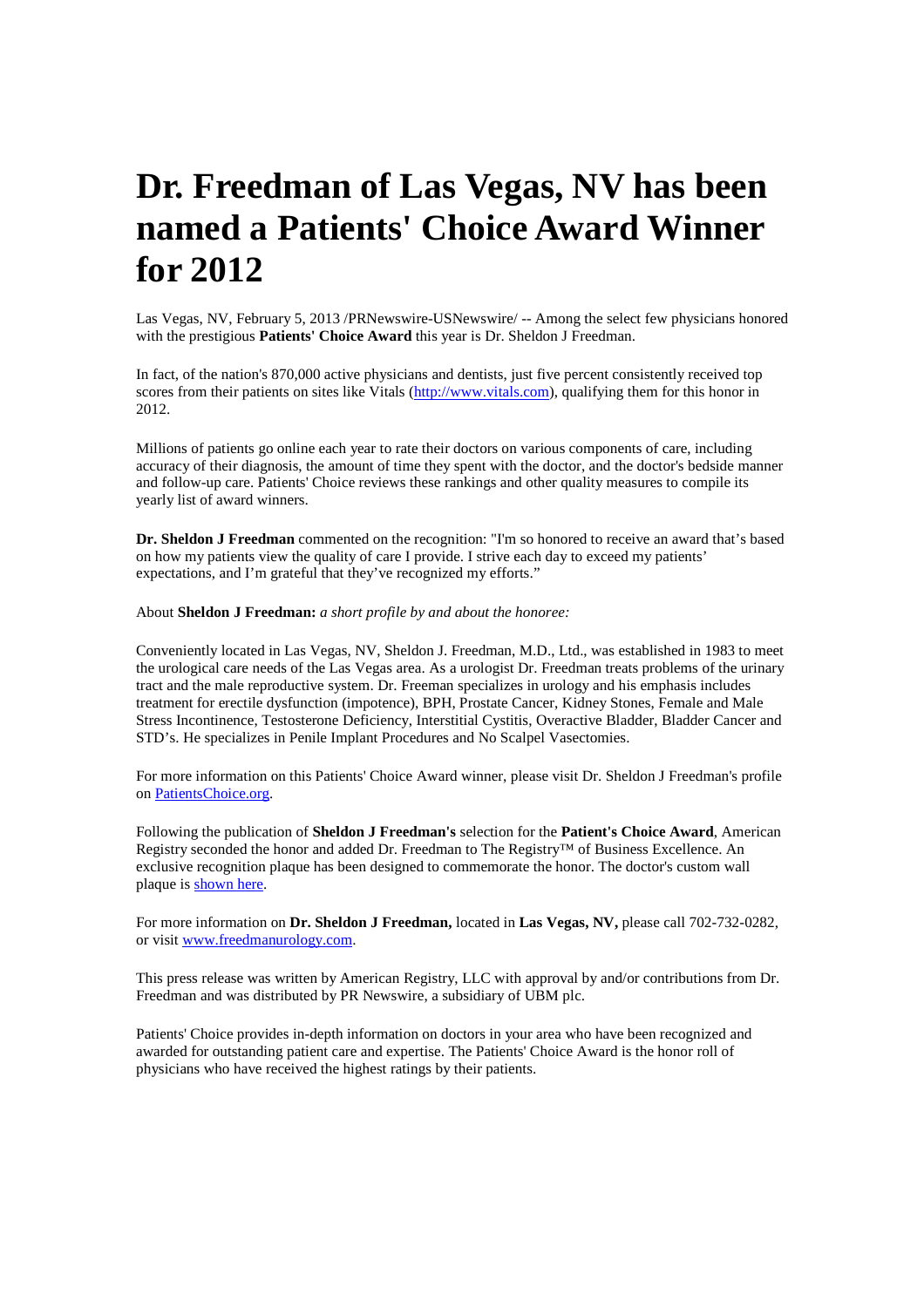# Dr. Freedman of Las Vegas, NV has been named a Patients' Choice Award Winner for 2012

Las Vegas, NV, February 5, 2013 /PRNewswire-USNewswire/ -- Among the select few physicians honored with the prestigious **Patients' Choice Award** this year is Dr. Sheldon J Freedman.

In fact, of the nation's 870,000 active physicians and dentists, just five percent consistently received top scores from their patients on sites like Vitals ([http://www.vitals.com](http://www.vitals.com)), qualifying them for this honor in 2012.

Millions of patients go online each year to rate their doctors on various components of care, including accuracy of their diagnosis, the amount of time they spent with the doctor, and the doctor's bedside manner and follow-up care. Patients' Choice reviews these rankings and other quality measures to compile its yearly list of award winners.

**Dr. Sheldon J Freedman** commented on the recognition: "I'm so honored to receive an award that's based on how my patients view the quality of care I provide. I strive each day to exceed my patients' expectations, and I'm grateful that they've recognized my efforts."

About **Sheldon J Freedman:** *a short profile by and about the honoree:*

Conveniently located in Las Vegas, NV, Sheldon J. Freedman, M.D., Ltd., was established in 1983 to meet the urological care needs of the Las Vegas area. As a urologist Dr. Freedman treats problems of the urinary tract and the male reproductive system. Dr. Freeman specializes in urology and his emphasis includes treatment for erectile dysfunction (impotence), BPH, Prostate Cancer, Kidney Stones, Female and Male Stress Incontinence, Testosterone Deficiency, Interstitial Cystitis, Overactive Bladder, Bladder Cancer and STD's. He specializes in Penile Implant Procedures and No Scalpel Vasectomies.

For more information on this Patients' Choice Award winner, please visit Dr. Sheldon J Freedman's profile on [PatientsChoice.org](PatientsChoice.org).

Following the publication of **Sheldon J Freedman's** selection for the **Patient's Choice Award**, American Registry seconded the honor and added Dr. Freedman to The Registry™ of Business Excellence. An exclusive recognition plaque has been designed to commemorate the honor. The doctor's custom wall plaque is shown here.

For more information on **Dr. Sheldon J Freedman,** located in **Las Vegas, NV,** please call 702-732-0282, or visit [www.freedmanurology.com](www.freedmanurology.com).

This press release was written by American Registry, LLC with approval by and/or contributions from Dr. Freedman and was distributed by PR Newswire, a subsidiary of UBM plc.

Patients' Choice provides in-depth information on doctors in your area who have been recognized and awarded for outstanding patient care and expertise. The Patients' Choice Award is the honor roll of physicians who have received the highest ratings by their patients.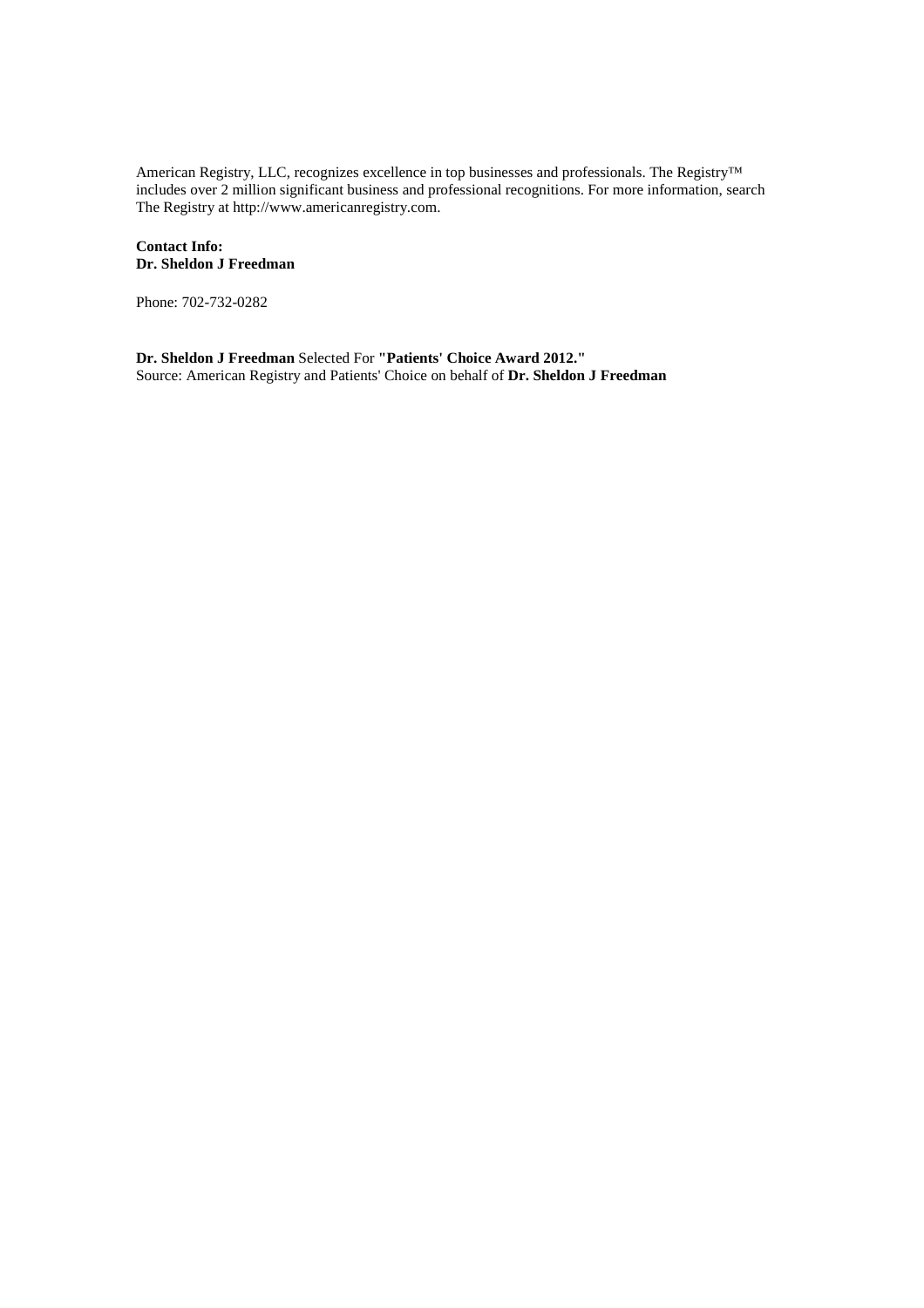American Registry, LLC, recognizes excellence in top businesses and professionals. The Registry™ includes over 2 million significant business and professional recognitions. For more information, search The Registry at http://www.americanregistry.com.

**Contact Info:**
**Dr. Sheldon J Freedman**

Phone: 702-732-0282

**Dr. Sheldon J Freedman** Selected For **"Patients' Choice Award 2012."**
Source: American Registry and Patients' Choice on behalf of **Dr. Sheldon J Freedman**